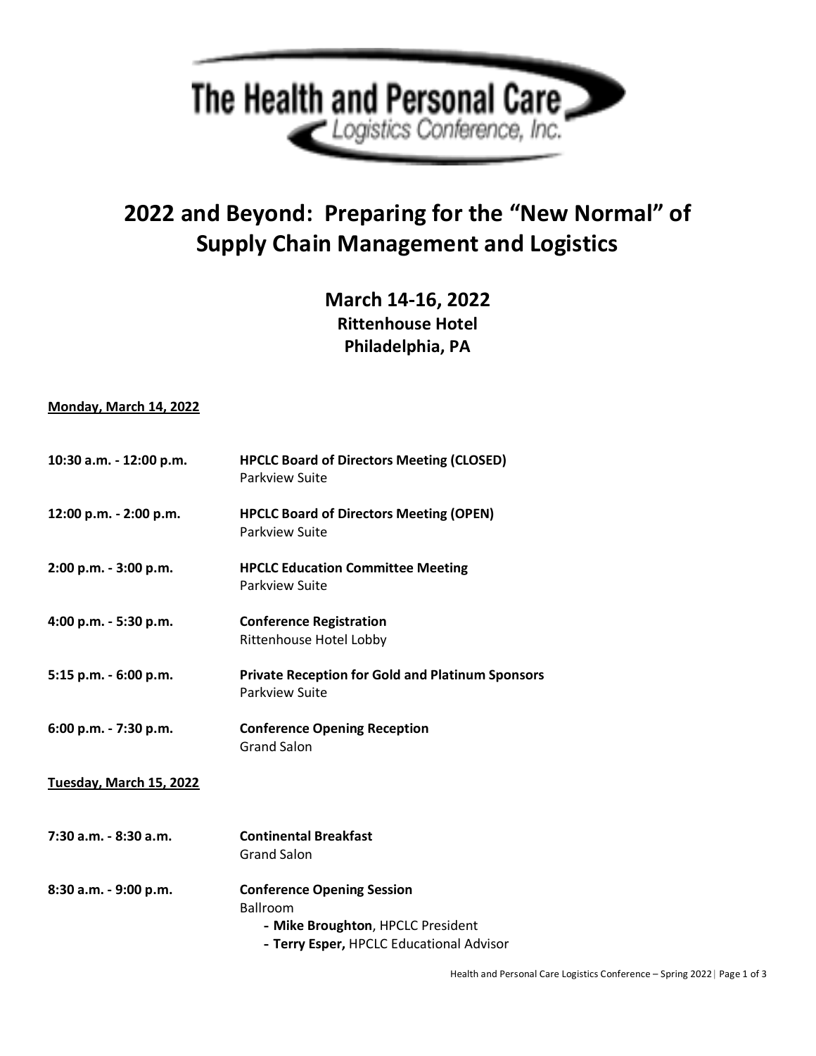# The Health and Personal Care Logistics Conference, Inc.

# 2022 and Beyond: Preparing for the "New Normal" of Supply Chain Management and Logistics

## March 14-16, 2022
### Rittenhouse Hotel
### Philadelphia, PA

**Monday, March 14, 2022**

**10:30 a.m. - 12:00 p.m.** — **HPCLC Board of Directors Meeting (CLOSED)**
Parkview Suite

**12:00 p.m. - 2:00 p.m.** — **HPCLC Board of Directors Meeting (OPEN)**
Parkview Suite

**2:00 p.m. - 3:00 p.m.** — **HPCLC Education Committee Meeting**
Parkview Suite

**4:00 p.m. - 5:30 p.m.** — **Conference Registration**
Rittenhouse Hotel Lobby

**5:15 p.m. - 6:00 p.m.** — **Private Reception for Gold and Platinum Sponsors**
Parkview Suite

**6:00 p.m. - 7:30 p.m.** — **Conference Opening Reception**
Grand Salon

**Tuesday, March 15, 2022**

**7:30 a.m. - 8:30 a.m.** — **Continental Breakfast**
Grand Salon

**8:30 a.m. - 9:00 p.m.** — **Conference Opening Session**
Ballroom

- **Mike Broughton**, HPCLC President
- **Terry Esper,** HPCLC Educational Advisor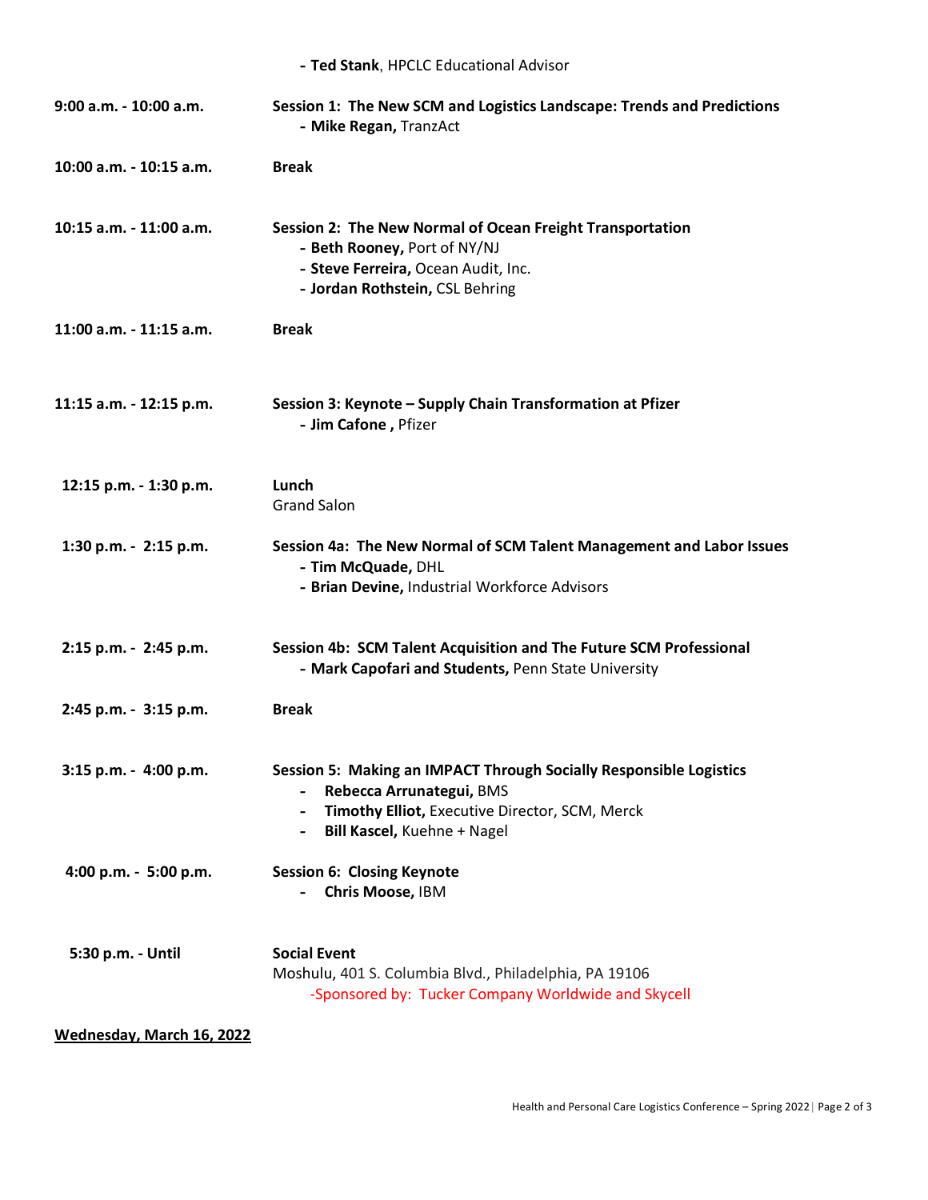- **Ted Stank**, HPCLC Educational Advisor

| | |
|---|---|
| **9:00 a.m. - 10:00 a.m.** | **Session 1: The New SCM and Logistics Landscape: Trends and Predictions**<br>- **Mike Regan,** TranzAct |
| **10:00 a.m. - 10:15 a.m.** | **Break** |
| **10:15 a.m. - 11:00 a.m.** | **Session 2: The New Normal of Ocean Freight Transportation**<br>- **Beth Rooney,** Port of NY/NJ<br>- **Steve Ferreira,** Ocean Audit, Inc.<br>- **Jordan Rothstein,** CSL Behring |
| **11:00 a.m. - 11:15 a.m.** | **Break** |
| **11:15 a.m. - 12:15 p.m.** | **Session 3: Keynote – Supply Chain Transformation at Pfizer**<br>- **Jim Cafone ,** Pfizer |
| **12:15 p.m. - 1:30 p.m.** | **Lunch**<br>Grand Salon |
| **1:30 p.m. - 2:15 p.m.** | **Session 4a: The New Normal of SCM Talent Management and Labor Issues**<br>- **Tim McQuade,** DHL<br>- **Brian Devine,** Industrial Workforce Advisors |
| **2:15 p.m. - 2:45 p.m.** | **Session 4b: SCM Talent Acquisition and The Future SCM Professional**<br>- **Mark Capofari and Students,** Penn State University |
| **2:45 p.m. - 3:15 p.m.** | **Break** |
| **3:15 p.m. - 4:00 p.m.** | **Session 5: Making an IMPACT Through Socially Responsible Logistics**<br>- **Rebecca Arrunategui,** BMS<br>- **Timothy Elliot,** Executive Director, SCM, Merck<br>- **Bill Kascel,** Kuehne + Nagel |
| **4:00 p.m. - 5:00 p.m.** | **Session 6: Closing Keynote**<br>- **Chris Moose,** IBM |
| **5:30 p.m. - Until** | **Social Event**<br>Moshulu, 401 S. Columbia Blvd., Philadelphia, PA 19106<br>-Sponsored by: Tucker Company Worldwide and Skycell |

**Wednesday, March 16, 2022**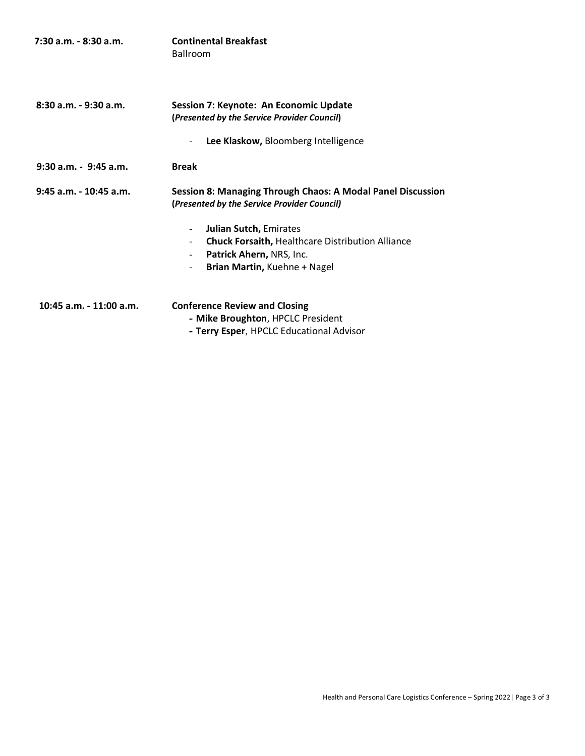**7:30 a.m. - 8:30 a.m.**

**Continental Breakfast**
Ballroom

**8:30 a.m. - 9:30 a.m.**

**Session 7: Keynote: An Economic Update**
**(*Presented by the Service Provider Council*)**

- **Lee Klaskow,** Bloomberg Intelligence

**9:30 a.m. - 9:45 a.m.**

**Break**

**9:45 a.m. - 10:45 a.m.**

**Session 8: Managing Through Chaos: A Modal Panel Discussion**
**(*Presented by the Service Provider Council)***

- **Julian Sutch,** Emirates
- **Chuck Forsaith,** Healthcare Distribution Alliance
- **Patrick Ahern,** NRS, Inc.
- **Brian Martin,** Kuehne + Nagel

**10:45 a.m. - 11:00 a.m.**

**Conference Review and Closing**

- **Mike Broughton**, HPCLC President
- **Terry Esper**, HPCLC Educational Advisor